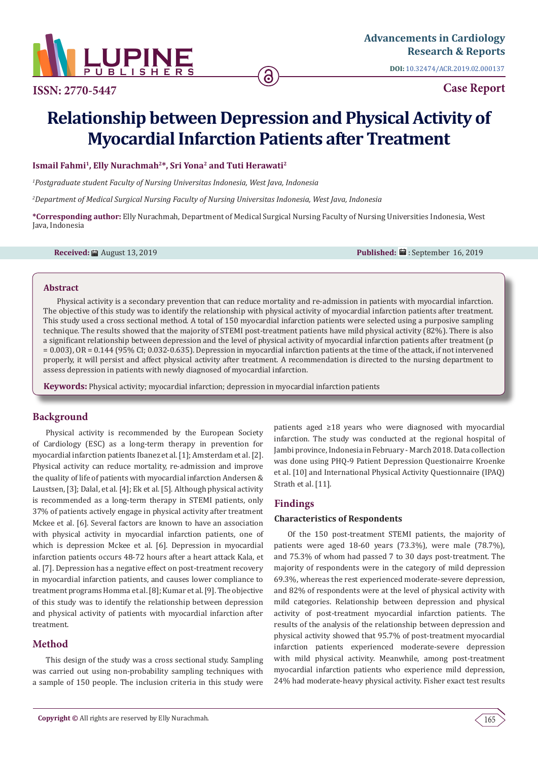# Relationship between Depression and Physical Activity of Myocardial Infarction Patients after Treatment

**Ismail Fahmi[1], Elly Nurachmah[2]*, Sri Yona[2] and Tuti Herawati[2]**

*[1]Postgraduate student Faculty of Nursing Universitas Indonesia, West Java, Indonesia*

*[2]Department of Medical Surgical Nursing Faculty of Nursing Universitas Indonesia, West Java, Indonesia*

**\*Corresponding author:** Elly Nurachmah, Department of Medical Surgical Nursing Faculty of Nursing Universities Indonesia, West Java, Indonesia

**Received:** August 13, 2019 **Published:** September 16, 2019

## Abstract

Physical activity is a secondary prevention that can reduce mortality and re-admission in patients with myocardial infarction. The objective of this study was to identify the relationship with physical activity of myocardial infarction patients after treatment. This study used a cross sectional method. A total of 150 myocardial infarction patients were selected using a purposive sampling technique. The results showed that the majority of STEMI post-treatment patients have mild physical activity (82%). There is also a significant relationship between depression and the level of physical activity of myocardial infarction patients after treatment (p = 0.003), OR = 0.144 (95% CI; 0.032-0.635). Depression in myocardial infarction patients at the time of the attack, if not intervened properly, it will persist and affect physical activity after treatment. A recommendation is directed to the nursing department to assess depression in patients with newly diagnosed of myocardial infarction.

**Keywords:** Physical activity; myocardial infarction; depression in myocardial infarction patients

## Background

Physical activity is recommended by the European Society of Cardiology (ESC) as a long-term therapy in prevention for myocardial infarction patients Ibanez et al. [1]; Amsterdam et al. [2]. Physical activity can reduce mortality, re-admission and improve the quality of life of patients with myocardial infarction Andersen & Laustsen, [3]; Dalal, et al. [4]; Ek et al. [5]. Although physical activity is recommended as a long-term therapy in STEMI patients, only 37% of patients actively engage in physical activity after treatment Mckee et al. [6]. Several factors are known to have an association with physical activity in myocardial infarction patients, one of which is depression Mckee et al. [6]. Depression in myocardial infarction patients occurs 48-72 hours after a heart attack Kala, et al. [7]. Depression has a negative effect on post-treatment recovery in myocardial infarction patients, and causes lower compliance to treatment programs Homma et al. [8]; Kumar et al. [9]. The objective of this study was to identify the relationship between depression and physical activity of patients with myocardial infarction after treatment.

## Method

This design of the study was a cross sectional study. Sampling was carried out using non-probability sampling techniques with a sample of 150 people. The inclusion criteria in this study were patients aged ≥18 years who were diagnosed with myocardial infarction. The study was conducted at the regional hospital of Jambi province, Indonesia in February - March 2018. Data collection was done using PHQ-9 Patient Depression Questionairre Kroenke et al. [10] and International Physical Activity Questionnaire (IPAQ) Strath et al. [11].

## Findings

### Characteristics of Respondents

Of the 150 post-treatment STEMI patients, the majority of patients were aged 18-60 years (73.3%), were male (78.7%), and 75.3% of whom had passed 7 to 30 days post-treatment. The majority of respondents were in the category of mild depression 69.3%, whereas the rest experienced moderate-severe depression, and 82% of respondents were at the level of physical activity with mild categories. Relationship between depression and physical activity of post-treatment myocardial infarction patients. The results of the analysis of the relationship between depression and physical activity showed that 95.7% of post-treatment myocardial infarction patients experienced moderate-severe depression with mild physical activity. Meanwhile, among post-treatment myocardial infarction patients who experience mild depression, 24% had moderate-heavy physical activity. Fisher exact test results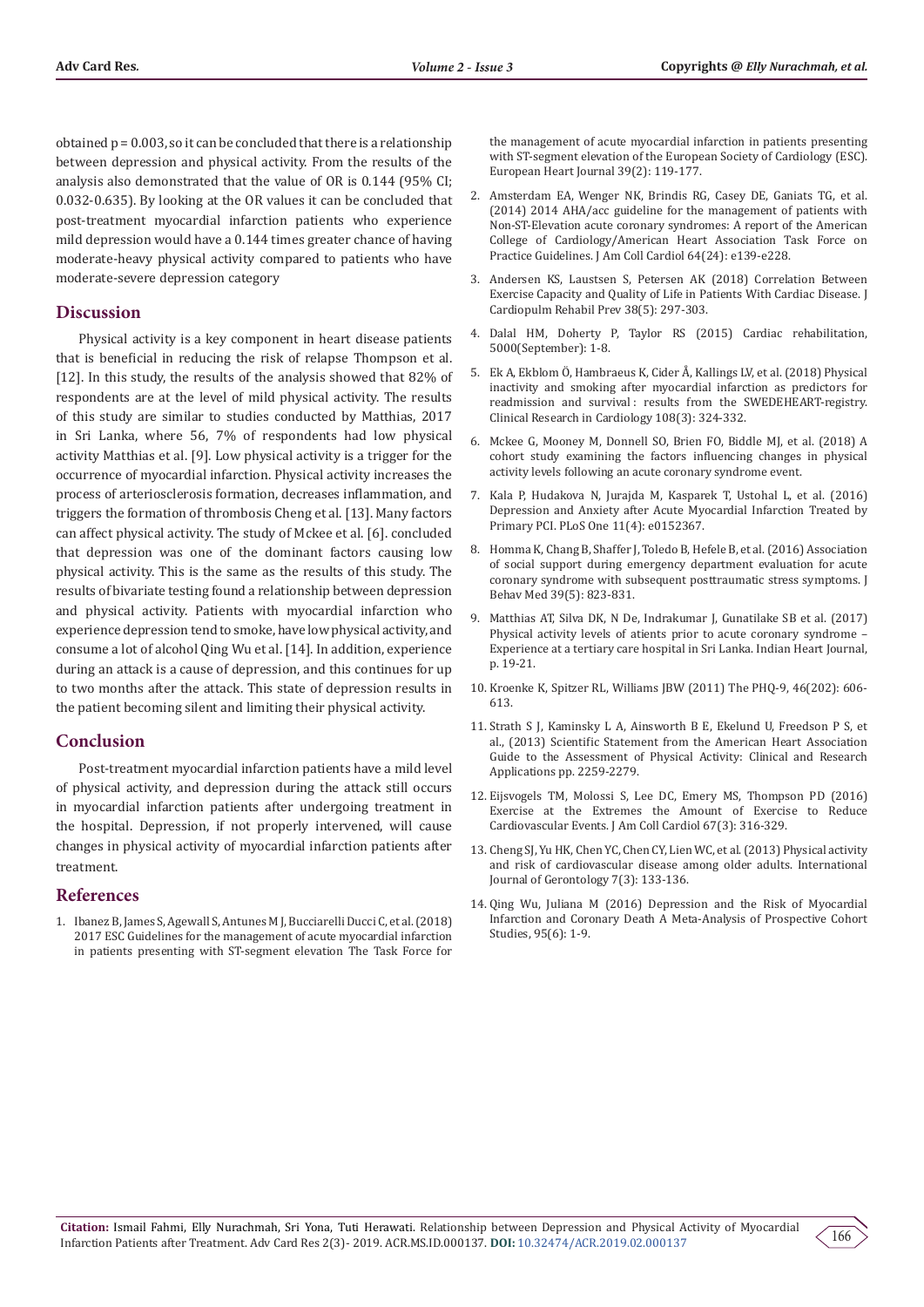obtained p = 0.003, so it can be concluded that there is a relationship between depression and physical activity. From the results of the analysis also demonstrated that the value of OR is 0.144 (95% CI; 0.032-0.635). By looking at the OR values it can be concluded that post-treatment myocardial infarction patients who experience mild depression would have a 0.144 times greater chance of having moderate-heavy physical activity compared to patients who have moderate-severe depression category

## Discussion

Physical activity is a key component in heart disease patients that is beneficial in reducing the risk of relapse Thompson et al. [12]. In this study, the results of the analysis showed that 82% of respondents are at the level of mild physical activity. The results of this study are similar to studies conducted by Matthias, 2017 in Sri Lanka, where 56, 7% of respondents had low physical activity Matthias et al. [9]. Low physical activity is a trigger for the occurrence of myocardial infarction. Physical activity increases the process of arteriosclerosis formation, decreases inflammation, and triggers the formation of thrombosis Cheng et al. [13]. Many factors can affect physical activity. The study of Mckee et al. [6]. concluded that depression was one of the dominant factors causing low physical activity. This is the same as the results of this study. The results of bivariate testing found a relationship between depression and physical activity. Patients with myocardial infarction who experience depression tend to smoke, have low physical activity, and consume a lot of alcohol Qing Wu et al. [14]. In addition, experience during an attack is a cause of depression, and this continues for up to two months after the attack. This state of depression results in the patient becoming silent and limiting their physical activity.

## Conclusion

Post-treatment myocardial infarction patients have a mild level of physical activity, and depression during the attack still occurs in myocardial infarction patients after undergoing treatment in the hospital. Depression, if not properly intervened, will cause changes in physical activity of myocardial infarction patients after treatment.

## References

1. Ibanez B, James S, Agewall S, Antunes M J, Bucciarelli Ducci C, et al. (2018) 2017 ESC Guidelines for the management of acute myocardial infarction in patients presenting with ST-segment elevation The Task Force for the management of acute myocardial infarction in patients presenting with ST-segment elevation of the European Society of Cardiology (ESC). European Heart Journal 39(2): 119-177.
2. Amsterdam EA, Wenger NK, Brindis RG, Casey DE, Ganiats TG, et al. (2014) 2014 AHA/acc guideline for the management of patients with Non-ST-Elevation acute coronary syndromes: A report of the American College of Cardiology/American Heart Association Task Force on Practice Guidelines. J Am Coll Cardiol 64(24): e139-e228.
3. Andersen KS, Laustsen S, Petersen AK (2018) Correlation Between Exercise Capacity and Quality of Life in Patients With Cardiac Disease. J Cardiopulm Rehabil Prev 38(5): 297-303.
4. Dalal HM, Doherty P, Taylor RS (2015) Cardiac rehabilitation, 5000(September): 1-8.
5. Ek A, Ekblom Ö, Hambraeus K, Cider Å, Kallings LV, et al. (2018) Physical inactivity and smoking after myocardial infarction as predictors for readmission and survival : results from the SWEDEHEART-registry. Clinical Research in Cardiology 108(3): 324-332.
6. Mckee G, Mooney M, Donnell SO, Brien FO, Biddle MJ, et al. (2018) A cohort study examining the factors influencing changes in physical activity levels following an acute coronary syndrome event.
7. Kala P, Hudakova N, Jurajda M, Kasparek T, Ustohal L, et al. (2016) Depression and Anxiety after Acute Myocardial Infarction Treated by Primary PCI. PLoS One 11(4): e0152367.
8. Homma K, Chang B, Shaffer J, Toledo B, Hefele B, et al. (2016) Association of social support during emergency department evaluation for acute coronary syndrome with subsequent posttraumatic stress symptoms. J Behav Med 39(5): 823-831.
9. Matthias AT, Silva DK, N De, Indrakumar J, Gunatilake SB et al. (2017) Physical activity levels of atients prior to acute coronary syndrome – Experience at a tertiary care hospital in Sri Lanka. Indian Heart Journal, p. 19-21.
10. Kroenke K, Spitzer RL, Williams JBW (2011) The PHQ-9, 46(202): 606-613.
11. Strath S J, Kaminsky L A, Ainsworth B E, Ekelund U, Freedson P S, et al., (2013) Scientific Statement from the American Heart Association Guide to the Assessment of Physical Activity: Clinical and Research Applications pp. 2259-2279.
12. Eijsvogels TM, Molossi S, Lee DC, Emery MS, Thompson PD (2016) Exercise at the Extremes the Amount of Exercise to Reduce Cardiovascular Events. J Am Coll Cardiol 67(3): 316-329.
13. Cheng SJ, Yu HK, Chen YC, Chen CY, Lien WC, et al. (2013) Physical activity and risk of cardiovascular disease among older adults. International Journal of Gerontology 7(3): 133-136.
14. Qing Wu, Juliana M (2016) Depression and the Risk of Myocardial Infarction and Coronary Death A Meta-Analysis of Prospective Cohort Studies, 95(6): 1-9.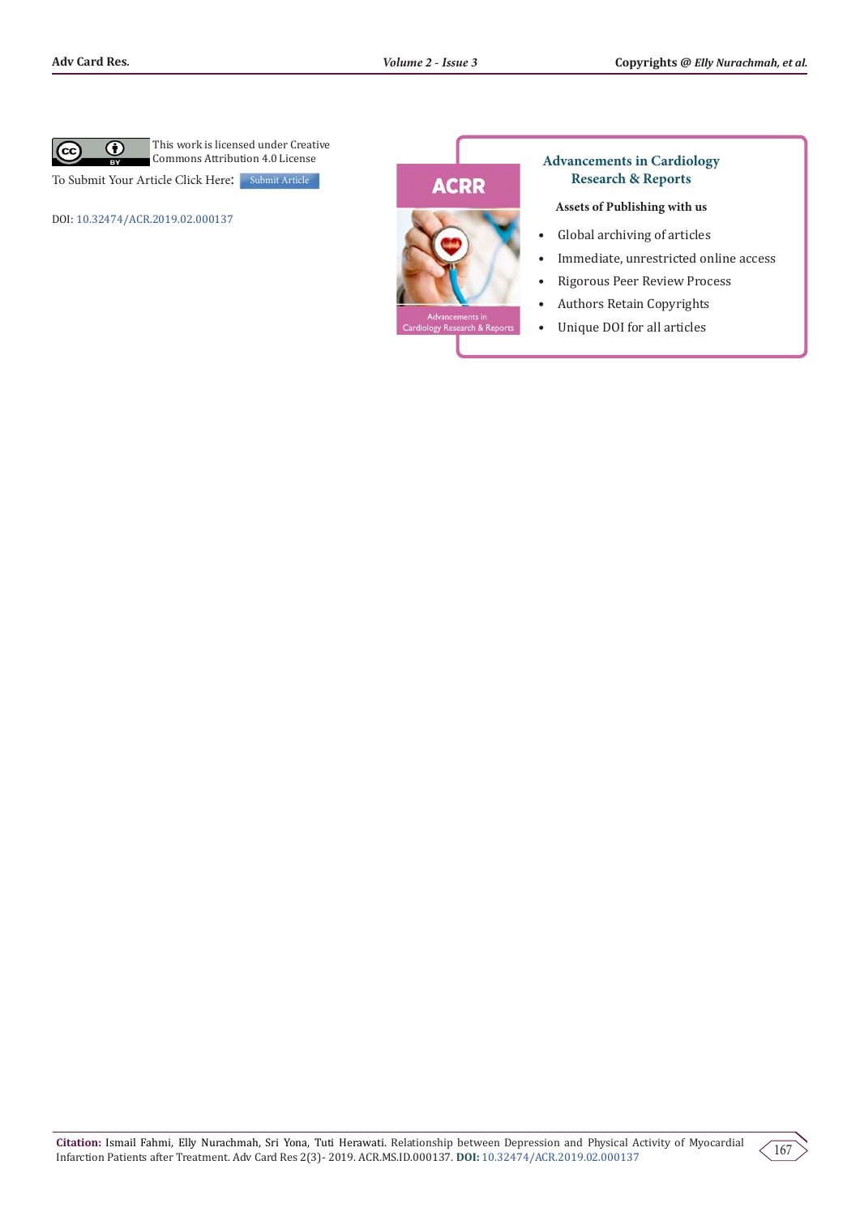This work is licensed under Creative Commons Attribution 4.0 License

To Submit Your Article Click Here: Submit Article

DOI: 10.32474/ACR.2019.02.000137

**ACRR**

Advancements in Cardiology Research & Reports

## Advancements in Cardiology Research & Reports

**Assets of Publishing with us**

- Global archiving of articles
- Immediate, unrestricted online access
- Rigorous Peer Review Process
- Authors Retain Copyrights
- Unique DOI for all articles

**Citation:** Ismail Fahmi, Elly Nurachmah, Sri Yona, Tuti Herawati. Relationship between Depression and Physical Activity of Myocardial Infarction Patients after Treatment. Adv Card Res 2(3)- 2019. ACR.MS.ID.000137. **DOI:** 10.32474/ACR.2019.02.000137